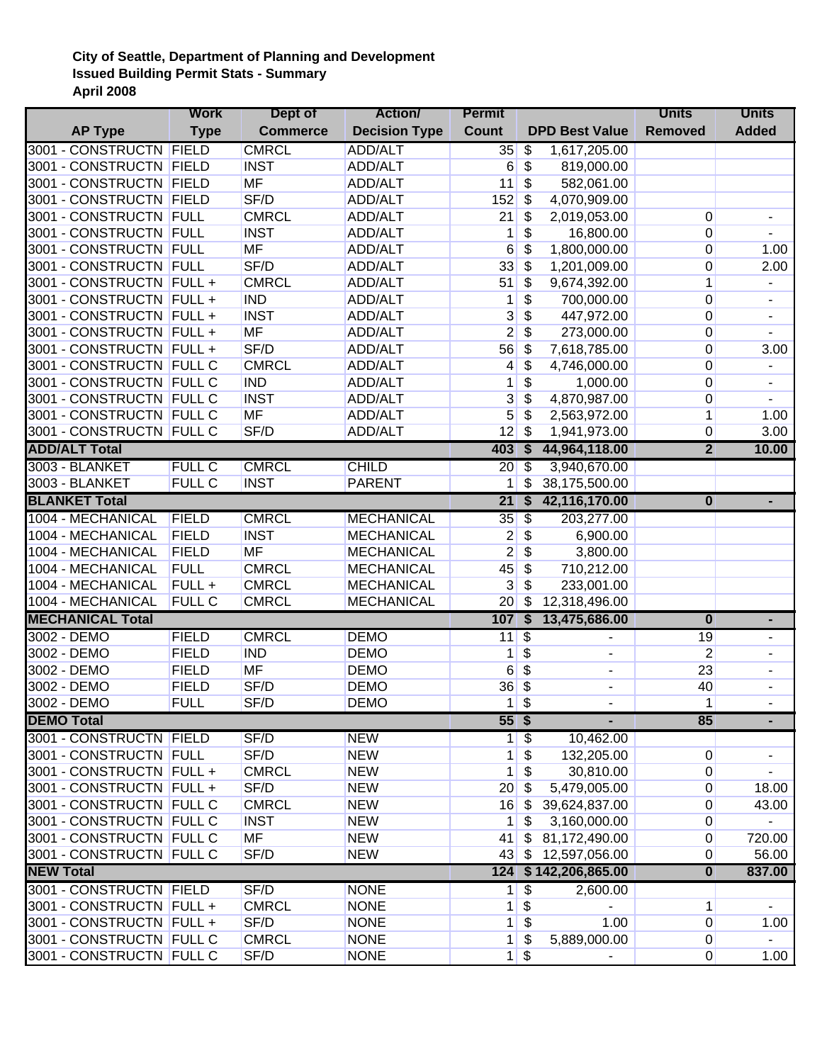**City of Seattle, Department of Planning and Development**
**Issued Building Permit Stats - Summary**
**April 2008**

| AP Type | Work Type | Dept of Commerce | Action/ Decision Type | Permit Count | DPD Best Value | Units Removed | Units Added |
|---|---|---|---|---|---|---|---|
| 3001 - CONSTRUCTN | FIELD | CMRCL | ADD/ALT | 35 | $ 1,617,205.00 | | |
| 3001 - CONSTRUCTN | FIELD | INST | ADD/ALT | 6 | $ 819,000.00 | | |
| 3001 - CONSTRUCTN | FIELD | MF | ADD/ALT | 11 | $ 582,061.00 | | |
| 3001 - CONSTRUCTN | FIELD | SF/D | ADD/ALT | 152 | $ 4,070,909.00 | | |
| 3001 - CONSTRUCTN | FULL | CMRCL | ADD/ALT | 21 | $ 2,019,053.00 | 0 | - |
| 3001 - CONSTRUCTN | FULL | INST | ADD/ALT | 1 | $ 16,800.00 | 0 | - |
| 3001 - CONSTRUCTN | FULL | MF | ADD/ALT | 6 | $ 1,800,000.00 | 0 | 1.00 |
| 3001 - CONSTRUCTN | FULL | SF/D | ADD/ALT | 33 | $ 1,201,009.00 | 0 | 2.00 |
| 3001 - CONSTRUCTN | FULL + | CMRCL | ADD/ALT | 51 | $ 9,674,392.00 | 1 | - |
| 3001 - CONSTRUCTN | FULL + | IND | ADD/ALT | 1 | $ 700,000.00 | 0 | - |
| 3001 - CONSTRUCTN | FULL + | INST | ADD/ALT | 3 | $ 447,972.00 | 0 | - |
| 3001 - CONSTRUCTN | FULL + | MF | ADD/ALT | 2 | $ 273,000.00 | 0 | - |
| 3001 - CONSTRUCTN | FULL + | SF/D | ADD/ALT | 56 | $ 7,618,785.00 | 0 | 3.00 |
| 3001 - CONSTRUCTN | FULL C | CMRCL | ADD/ALT | 4 | $ 4,746,000.00 | 0 | - |
| 3001 - CONSTRUCTN | FULL C | IND | ADD/ALT | 1 | $ 1,000.00 | 0 | - |
| 3001 - CONSTRUCTN | FULL C | INST | ADD/ALT | 3 | $ 4,870,987.00 | 0 | - |
| 3001 - CONSTRUCTN | FULL C | MF | ADD/ALT | 5 | $ 2,563,972.00 | 1 | 1.00 |
| 3001 - CONSTRUCTN | FULL C | SF/D | ADD/ALT | 12 | $ 1,941,973.00 | 0 | 3.00 |
| **ADD/ALT Total** | | | | **403** | **$ 44,964,118.00** | **2** | **10.00** |
| 3003 - BLANKET | FULL C | CMRCL | CHILD | 20 | $ 3,940,670.00 | | |
| 3003 - BLANKET | FULL C | INST | PARENT | 1 | $ 38,175,500.00 | | |
| **BLANKET Total** | | | | **21** | **$ 42,116,170.00** | **0** | **-** |
| 1004 - MECHANICAL | FIELD | CMRCL | MECHANICAL | 35 | $ 203,277.00 | | |
| 1004 - MECHANICAL | FIELD | INST | MECHANICAL | 2 | $ 6,900.00 | | |
| 1004 - MECHANICAL | FIELD | MF | MECHANICAL | 2 | $ 3,800.00 | | |
| 1004 - MECHANICAL | FULL | CMRCL | MECHANICAL | 45 | $ 710,212.00 | | |
| 1004 - MECHANICAL | FULL + | CMRCL | MECHANICAL | 3 | $ 233,001.00 | | |
| 1004 - MECHANICAL | FULL C | CMRCL | MECHANICAL | 20 | $ 12,318,496.00 | | |
| **MECHANICAL Total** | | | | **107** | **$ 13,475,686.00** | **0** | **-** |
| 3002 - DEMO | FIELD | CMRCL | DEMO | 11 | $ - | 19 | - |
| 3002 - DEMO | FIELD | IND | DEMO | 1 | $ - | 2 | - |
| 3002 - DEMO | FIELD | MF | DEMO | 6 | $ - | 23 | - |
| 3002 - DEMO | FIELD | SF/D | DEMO | 36 | $ - | 40 | - |
| 3002 - DEMO | FULL | SF/D | DEMO | 1 | $ - | 1 | - |
| **DEMO Total** | | | | **55** | **$ -** | **85** | **-** |
| 3001 - CONSTRUCTN | FIELD | SF/D | NEW | 1 | $ 10,462.00 | | |
| 3001 - CONSTRUCTN | FULL | SF/D | NEW | 1 | $ 132,205.00 | 0 | - |
| 3001 - CONSTRUCTN | FULL + | CMRCL | NEW | 1 | $ 30,810.00 | 0 | - |
| 3001 - CONSTRUCTN | FULL + | SF/D | NEW | 20 | $ 5,479,005.00 | 0 | 18.00 |
| 3001 - CONSTRUCTN | FULL C | CMRCL | NEW | 16 | $ 39,624,837.00 | 0 | 43.00 |
| 3001 - CONSTRUCTN | FULL C | INST | NEW | 1 | $ 3,160,000.00 | 0 | - |
| 3001 - CONSTRUCTN | FULL C | MF | NEW | 41 | $ 81,172,490.00 | 0 | 720.00 |
| 3001 - CONSTRUCTN | FULL C | SF/D | NEW | 43 | $ 12,597,056.00 | 0 | 56.00 |
| **NEW Total** | | | | **124** | **$ 142,206,865.00** | **0** | **837.00** |
| 3001 - CONSTRUCTN | FIELD | SF/D | NONE | 1 | $ 2,600.00 | | |
| 3001 - CONSTRUCTN | FULL + | CMRCL | NONE | 1 | $ - | 1 | - |
| 3001 - CONSTRUCTN | FULL + | SF/D | NONE | 1 | $ 1.00 | 0 | 1.00 |
| 3001 - CONSTRUCTN | FULL C | CMRCL | NONE | 1 | $ 5,889,000.00 | 0 | - |
| 3001 - CONSTRUCTN | FULL C | SF/D | NONE | 1 | $ - | 0 | 1.00 |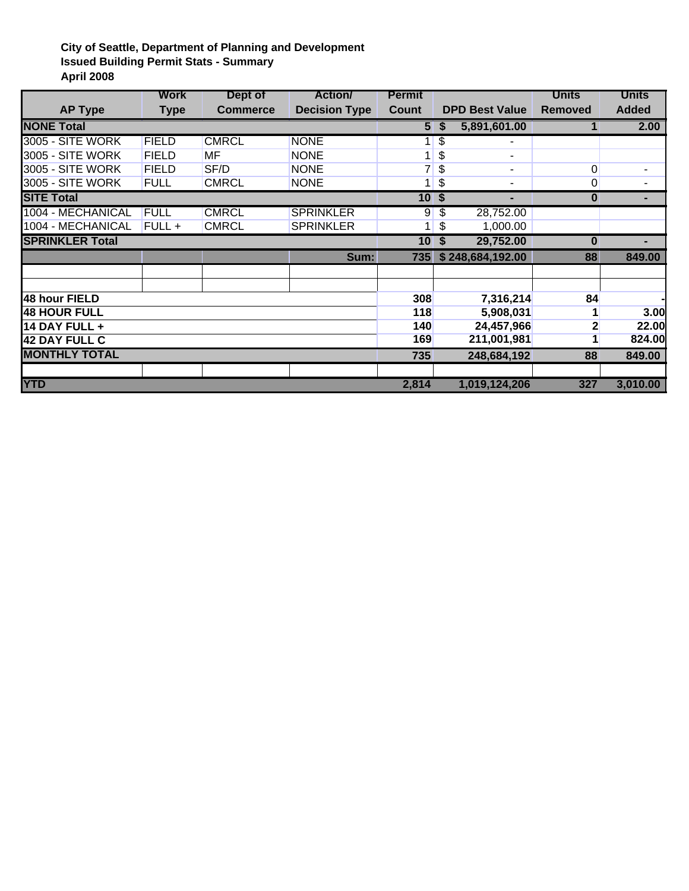**City of Seattle, Department of Planning and Development**
**Issued Building Permit Stats - Summary**
**April 2008**

| AP Type | Work Type | Dept of Commerce | Action/ Decision Type | Permit Count | DPD Best Value | Units Removed | Units Added |
|---|---|---|---|---|---|---|---|
| **NONE Total** | | | | **5** | **$ 5,891,601.00** | **1** | **2.00** |
| 3005 - SITE WORK | FIELD | CMRCL | NONE | 1 | $ - | | |
| 3005 - SITE WORK | FIELD | MF | NONE | 1 | $ - | | |
| 3005 - SITE WORK | FIELD | SF/D | NONE | 7 | $ - | 0 | - |
| 3005 - SITE WORK | FULL | CMRCL | NONE | 1 | $ - | 0 | - |
| **SITE Total** | | | | **10** | **$ -** | **0** | **-** |
| 1004 - MECHANICAL | FULL | CMRCL | SPRINKLER | 9 | $ 28,752.00 | | |
| 1004 - MECHANICAL | FULL + | CMRCL | SPRINKLER | 1 | $ 1,000.00 | | |
| **SPRINKLER Total** | | | | **10** | **$ 29,752.00** | **0** | **-** |
| | | | **Sum:** | **735** | **$ 248,684,192.00** | **88** | **849.00** |
| | | | | | | | |
| | | | | | | | |
| **48 hour FIELD** | | | | **308** | **7,316,214** | **84** | **-** |
| **48 HOUR FULL** | | | | **118** | **5,908,031** | **1** | **3.00** |
| **14 DAY FULL +** | | | | **140** | **24,457,966** | **2** | **22.00** |
| **42 DAY FULL C** | | | | **169** | **211,001,981** | **1** | **824.00** |
| **MONTHLY TOTAL** | | | | **735** | **248,684,192** | **88** | **849.00** |
| | | | | | | | |
| **YTD** | | | | **2,814** | **1,019,124,206** | **327** | **3,010.00** |